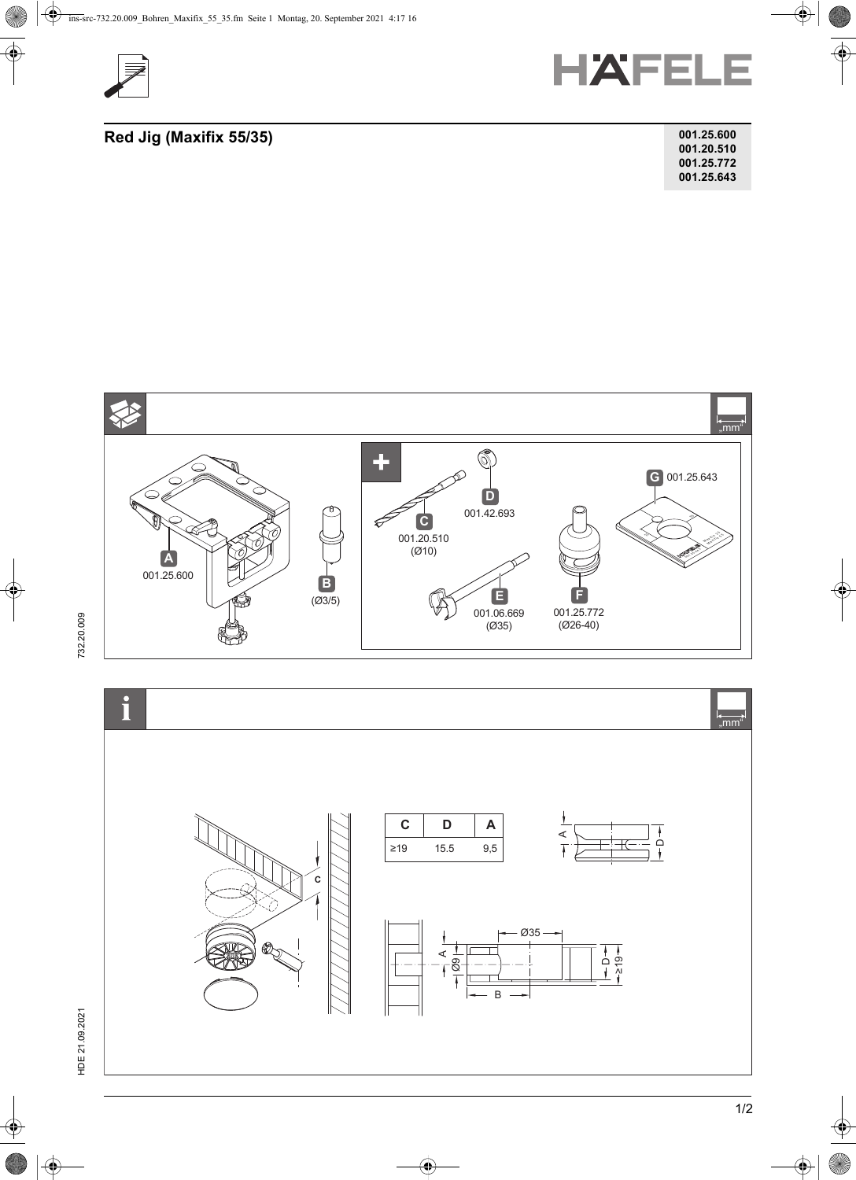# Red Jig (Maxifix 55/35)

**001.25.600**
**001.20.510**
**001.25.772**
**001.25.643**

„mm"

A 001.25.600

B (Ø3/5)

C 001.20.510 (Ø10)

D 001.42.693

E 001.06.669 (Ø35)

F 001.25.772 (Ø26-40)

G 001.25.643

„mm"

| C | D | A |
|---|---|---|
| ≥19 | 15.5 | 9,5 |

C

A

D

Ø35

Ø9

≥19

B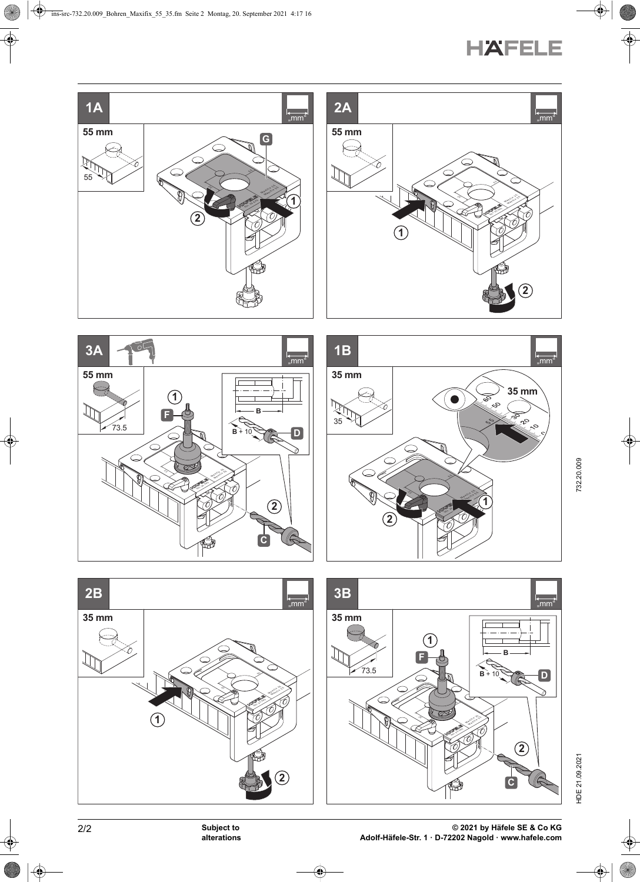## 1A

**55 mm**

55

G

1

2

## 2A

**55 mm**

1

2

## 3A

**55 mm**

73.5

1

F

B

B + 10

D

2

C

## 1B

**35 mm**

35

35 mm

60 50 40 30 20 10 0

55

1

2

## 2B

**35 mm**

1

2

## 3B

**35 mm**

73.5

1

F

B

B + 10

D

2

C

732.20.009

HDE 21.09.2021

Subject to alterations

**© 2021 by Häfele SE & Co KG**
**Adolf-Häfele-Str. 1 · D-72202 Nagold · www.hafele.com**